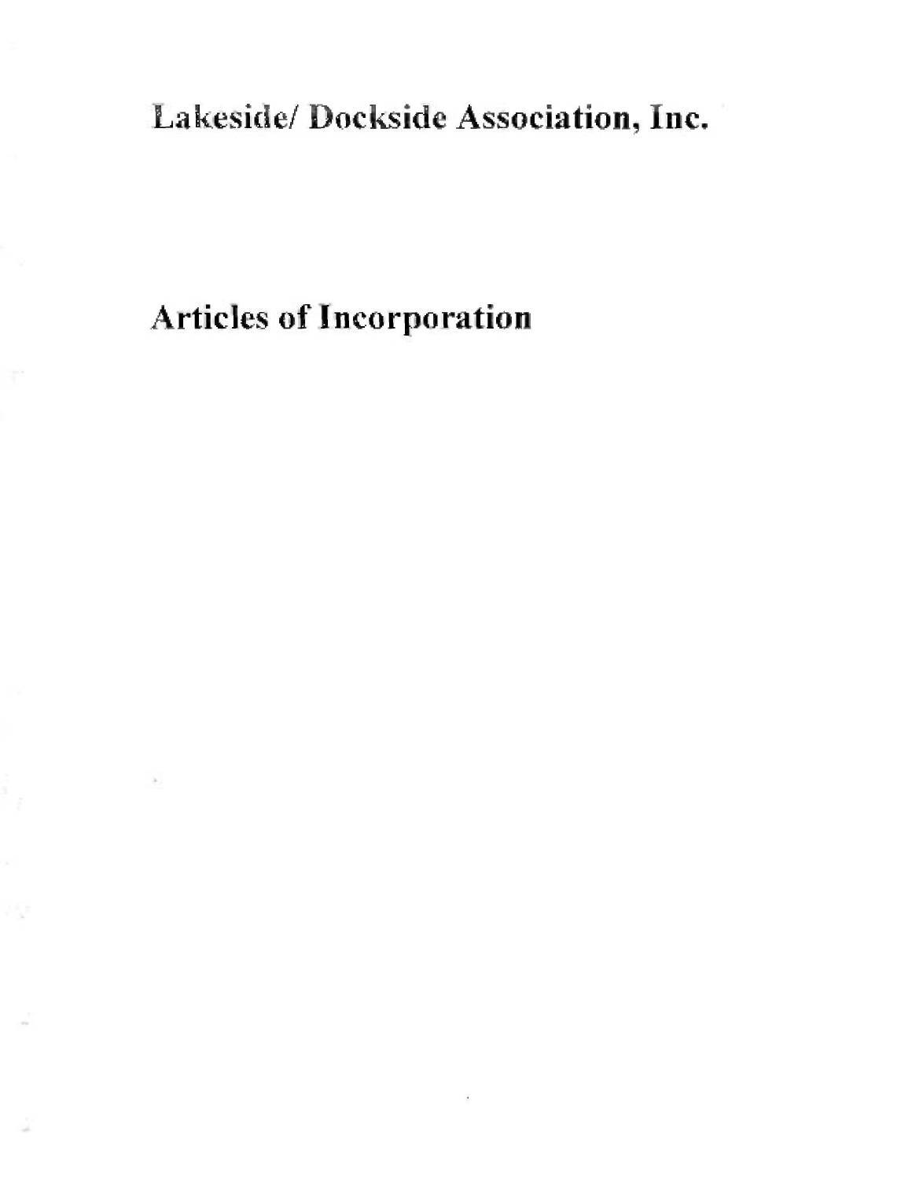# Lakeside/ Dockside Association, Inc.

# Articles of Incorporation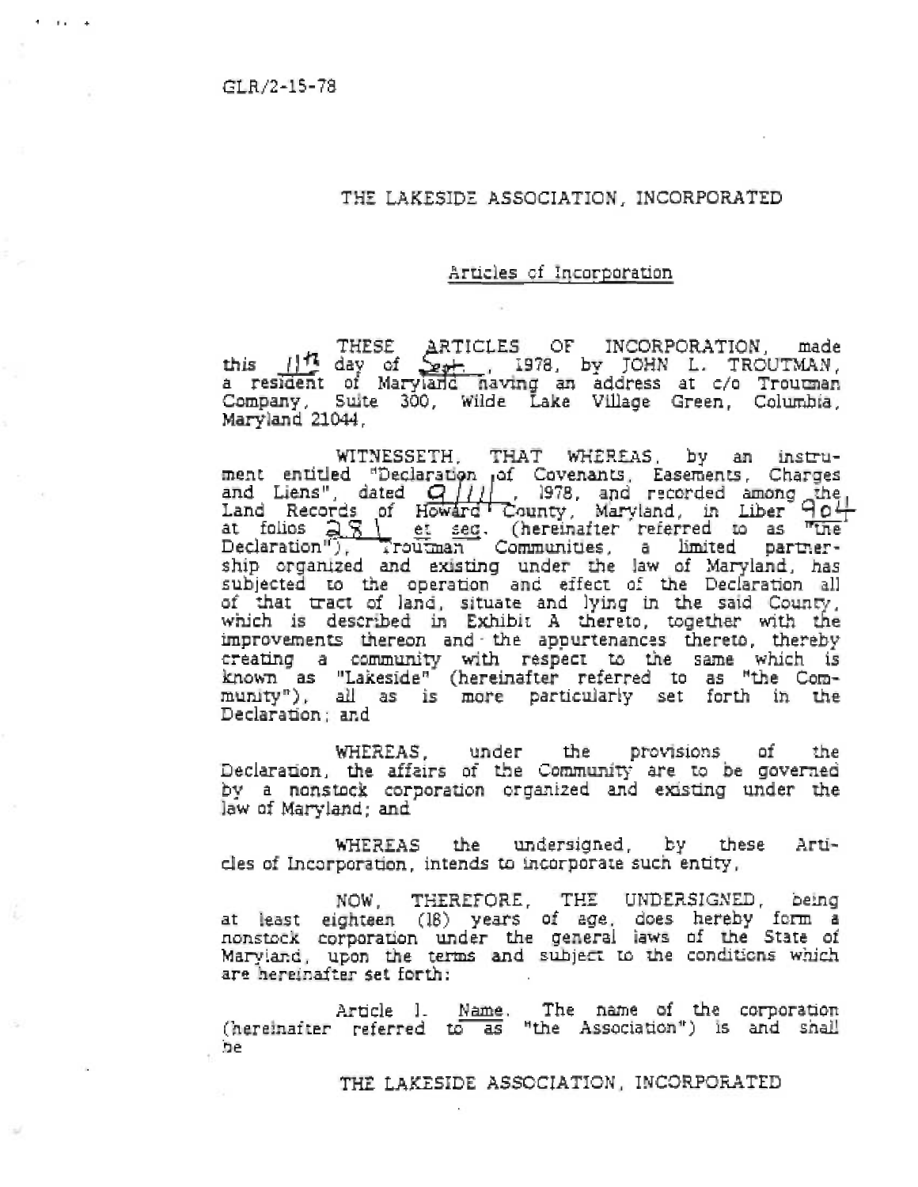GLR/2-15-78

# THE LAKESIDE ASSOCIATION, INCORPORATED

## Articles of Incorporation

THESE ARTICLES OF INCORPORATION, made this 11th day of Sept, 1978, by JOHN L. TROUTMAN, a resident of Maryland having an address at c/o Troutman Company, Suite 300, Wilde Lake Village Green, Columbia, Maryland 21044,

WITNESSETH, THAT WHEREAS, by an instrument entitled "Declaration of Covenants, Easements, Charges and Liens", dated 9/11, 1978, and recorded among the Land Records of Howard County, Maryland, in Liber 904 at folios 281 et seq. (hereinafter referred to as "the Declaration"), Troutman Communities, a limited partnership organized and existing under the law of Maryland, has subjected to the operation and effect of the Declaration all of that tract of land, situate and lying in the said County, which is described in Exhibit A thereto, together with the improvements thereon and the appurtenances thereto, thereby creating a community with respect to the same which is known as "Lakeside" (hereinafter referred to as "the Community"), all as is more particularly set forth in the Declaration; and

WHEREAS, under the provisions of the Declaration, the affairs of the Community are to be governed by a nonstock corporation organized and existing under the law of Maryland; and

WHEREAS the undersigned, by these Articles of Incorporation, intends to incorporate such entity,

NOW, THEREFORE, THE UNDERSIGNED, being at least eighteen (18) years of age, does hereby form a nonstock corporation under the general laws of the State of Maryland, upon the terms and subject to the conditions which are hereinafter set forth:

Article 1. Name. The name of the corporation (hereinafter referred to as "the Association") is and shall be

THE LAKESIDE ASSOCIATION, INCORPORATED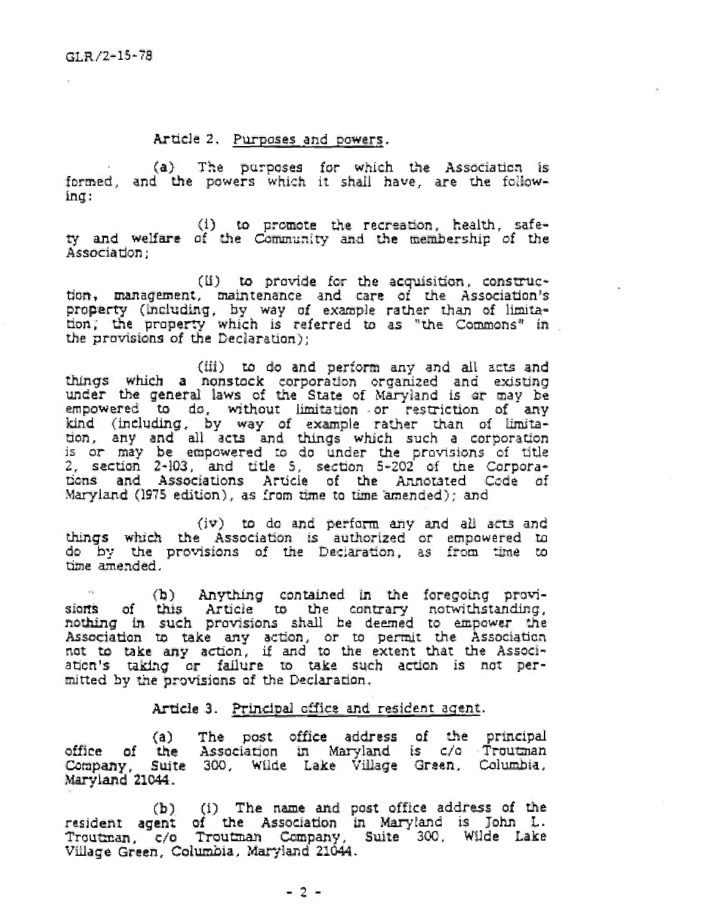Article 2. Purposes and powers.

(a) The purposes for which the Association is formed, and the powers which it shall have, are the following:

(i) to promote the recreation, health, safety and welfare of the Community and the membership of the Association;

(ii) to provide for the acquisition, construction, management, maintenance and care of the Association's property (including, by way of example rather than of limitation, the property which is referred to as "the Commons" in the provisions of the Declaration);

(iii) to do and perform any and all acts and things which a nonstock corporation organized and existing under the general laws of the State of Maryland is or may be empowered to do, without limitation or restriction of any kind (including, by way of example rather than of limitation, any and all acts and things which such a corporation is or may be empowered to do under the provisions of title 2, section 2-103, and title 5, section 5-202 of the Corporations and Associations Article of the Annotated Code of Maryland (1975 edition), as from time to time amended); and

(iv) to do and perform any and all acts and things which the Association is authorized or empowered to do by the provisions of the Declaration, as from time to time amended.

(b) Anything contained in the foregoing provisions of this Article to the contrary notwithstanding, nothing in such provisions shall be deemed to empower the Association to take any action, or to permit the Association not to take any action, if and to the extent that the Association's taking or failure to take such action is not permitted by the provisions of the Declaration.

Article 3. Principal office and resident agent.

(a) The post office address of the principal office of the Association in Maryland is c/o Troutman Company, Suite 300, Wilde Lake Village Green, Columbia, Maryland 21044.

(b) (i) The name and post office address of the resident agent of the Association in Maryland is John L. Troutman, c/o Troutman Company, Suite 300, Wilde Lake Village Green, Columbia, Maryland 21044.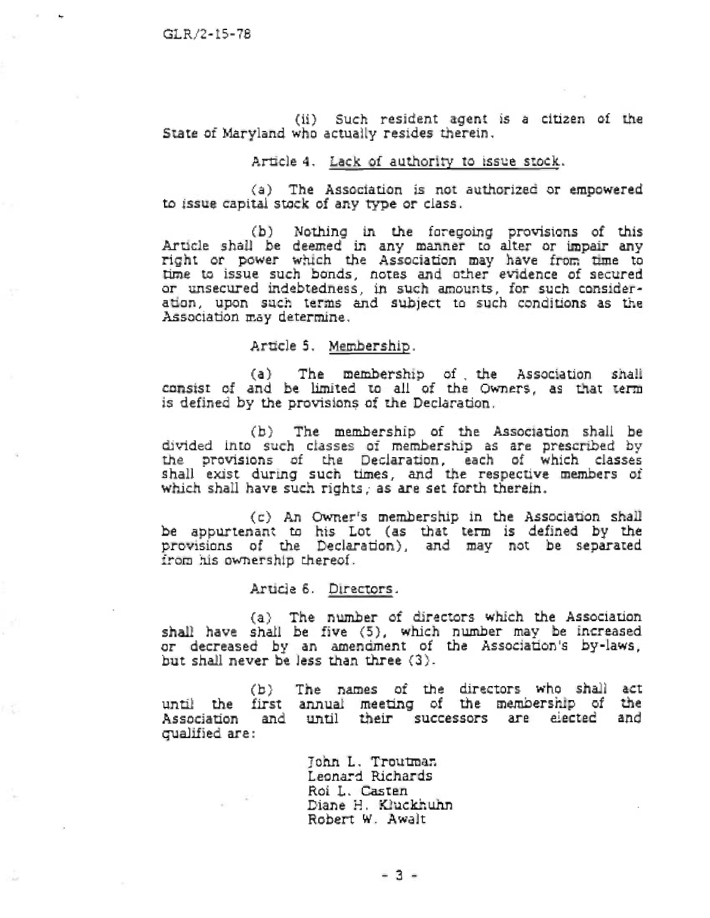(ii) Such resident agent is a citizen of the State of Maryland who actually resides therein.

Article 4. Lack of authority to issue stock.

(a) The Association is not authorized or empowered to issue capital stock of any type or class.

(b) Nothing in the foregoing provisions of this Article shall be deemed in any manner to alter or impair any right or power which the Association may have from time to time to issue such bonds, notes and other evidence of secured or unsecured indebtedness, in such amounts, for such consideration, upon such terms and subject to such conditions as the Association may determine.

Article 5. Membership.

(a) The membership of the Association shall consist of and be limited to all of the Owners, as that term is defined by the provisions of the Declaration.

(b) The membership of the Association shall be divided into such classes of membership as are prescribed by the provisions of the Declaration, each of which classes shall exist during such times, and the respective members of which shall have such rights, as are set forth therein.

(c) An Owner's membership in the Association shall be appurtenant to his Lot (as that term is defined by the provisions of the Declaration), and may not be separated from his ownership thereof.

Article 6. Directors.

(a) The number of directors which the Association shall have shall be five (5), which number may be increased or decreased by an amendment of the Association's by-laws, but shall never be less than three (3).

(b) The names of the directors who shall act until the first annual meeting of the membership of the Association and until their successors are elected and qualified are:

John L. Troutman
Leonard Richards
Roi L. Casten
Diane H. Kluckhuhn
Robert W. Awalt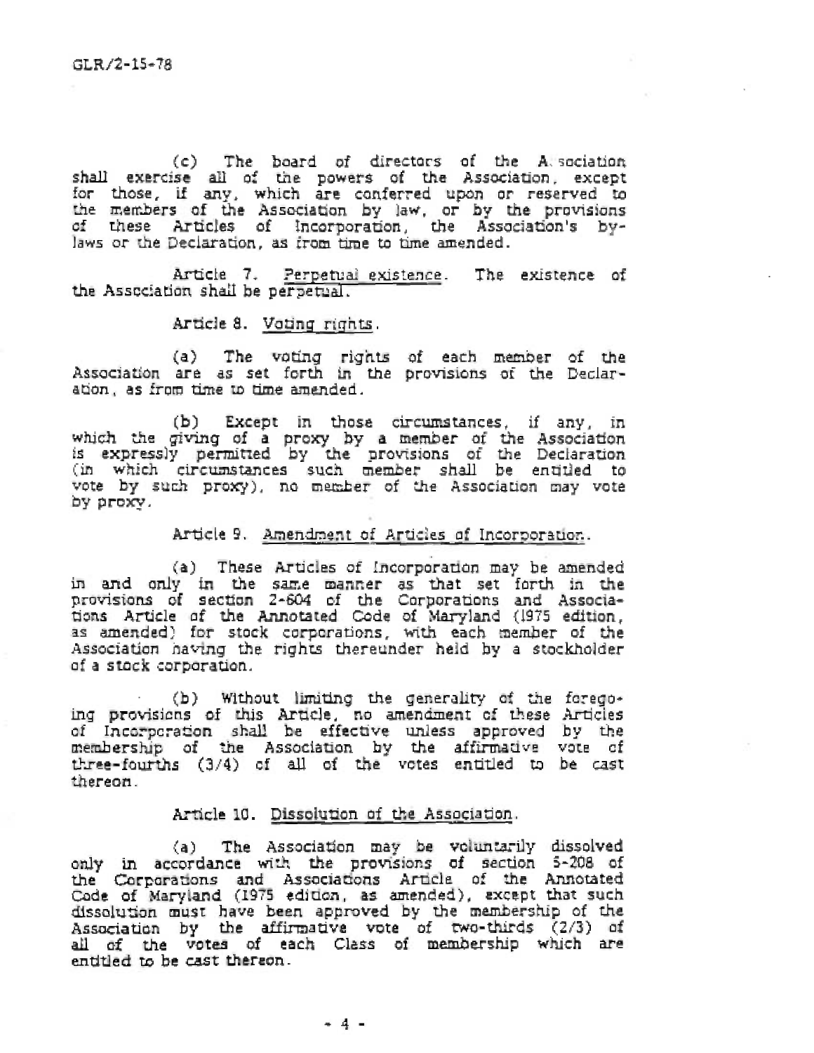(c) The board of directors of the Association shall exercise all of the powers of the Association, except for those, if any, which are conferred upon or reserved to the members of the Association by law, or by the provisions of these Articles of Incorporation, the Association's by-laws or the Declaration, as from time to time amended.

Article 7. Perpetual existence. The existence of the Association shall be perpetual.

Article 8. Voting rights.

(a) The voting rights of each member of the Association are as set forth in the provisions of the Declaration, as from time to time amended.

(b) Except in those circumstances, if any, in which the giving of a proxy by a member of the Association is expressly permitted by the provisions of the Declaration (in which circumstances such member shall be entitled to vote by such proxy), no member of the Association may vote by proxy.

Article 9. Amendment of Articles of Incorporation.

(a) These Articles of Incorporation may be amended in and only in the same manner as that set forth in the provisions of section 2-604 of the Corporations and Associations Article of the Annotated Code of Maryland (1975 edition, as amended) for stock corporations, with each member of the Association having the rights thereunder held by a stockholder of a stock corporation.

(b) Without limiting the generality of the foregoing provisions of this Article, no amendment of these Articles of Incorporation shall be effective unless approved by the membership of the Association by the affirmative vote of three-fourths (3/4) of all of the votes entitled to be cast thereon.

Article 10. Dissolution of the Association.

(a) The Association may be voluntarily dissolved only in accordance with the provisions of section 5-208 of the Corporations and Associations Article of the Annotated Code of Maryland (1975 edition, as amended), except that such dissolution must have been approved by the membership of the Association by the affirmative vote of two-thirds (2/3) of all of the votes of each Class of membership which are entitled to be cast thereon.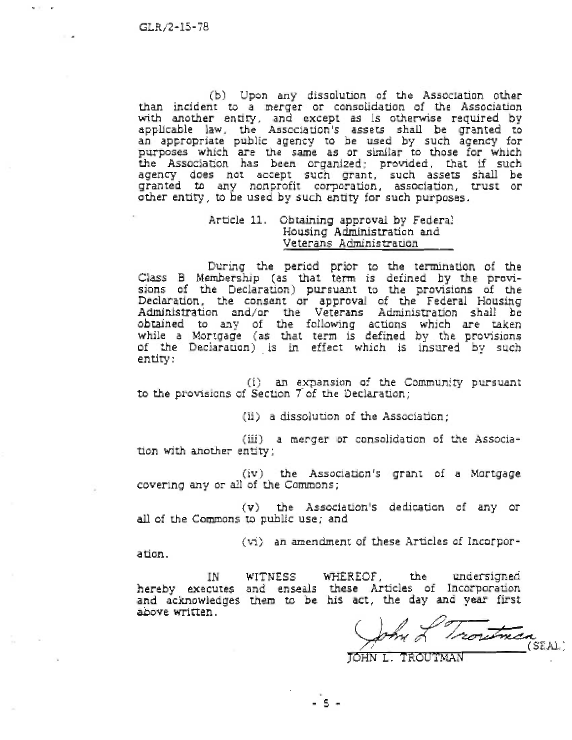(b) Upon any dissolution of the Association other than incident to a merger or consolidation of the Association with another entity, and except as is otherwise required by applicable law, the Association's assets shall be granted to an appropriate public agency to be used by such agency for purposes which are the same as or similar to those for which the Association has been organized; provided, that if such agency does not accept such grant, such assets shall be granted to any nonprofit corporation, association, trust or other entity, to be used by such entity for such purposes.

## Article 11. Obtaining approval by Federal Housing Administration and Veterans Administration

During the period prior to the termination of the Class B Membership (as that term is defined by the provisions of the Declaration) pursuant to the provisions of the Declaration, the consent or approval of the Federal Housing Administration and/or the Veterans Administration shall be obtained to any of the following actions which are taken while a Mortgage (as that term is defined by the provisions of the Declaration) is in effect which is insured by such entity:

(i) an expansion of the Community pursuant to the provisions of Section 7 of the Declaration;

(ii) a dissolution of the Association;

(iii) a merger or consolidation of the Association with another entity;

(iv) the Association's grant of a Mortgage covering any or all of the Commons;

(v) the Association's dedication of any or all of the Commons to public use; and

(vi) an amendment of these Articles of Incorporation.

IN WITNESS WHEREOF, the undersigned hereby executes and enseals these Articles of Incorporation and acknowledges them to be his act, the day and year first above written.

John L. Troutman (SEAL)

JOHN L. TROUTMAN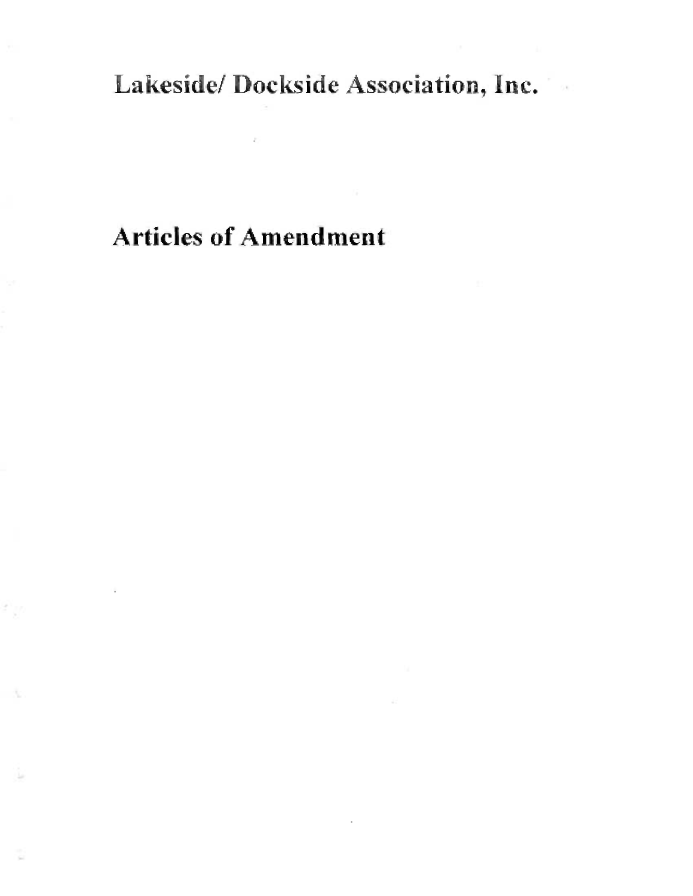# Lakeside/ Dockside Association, Inc.

# Articles of Amendment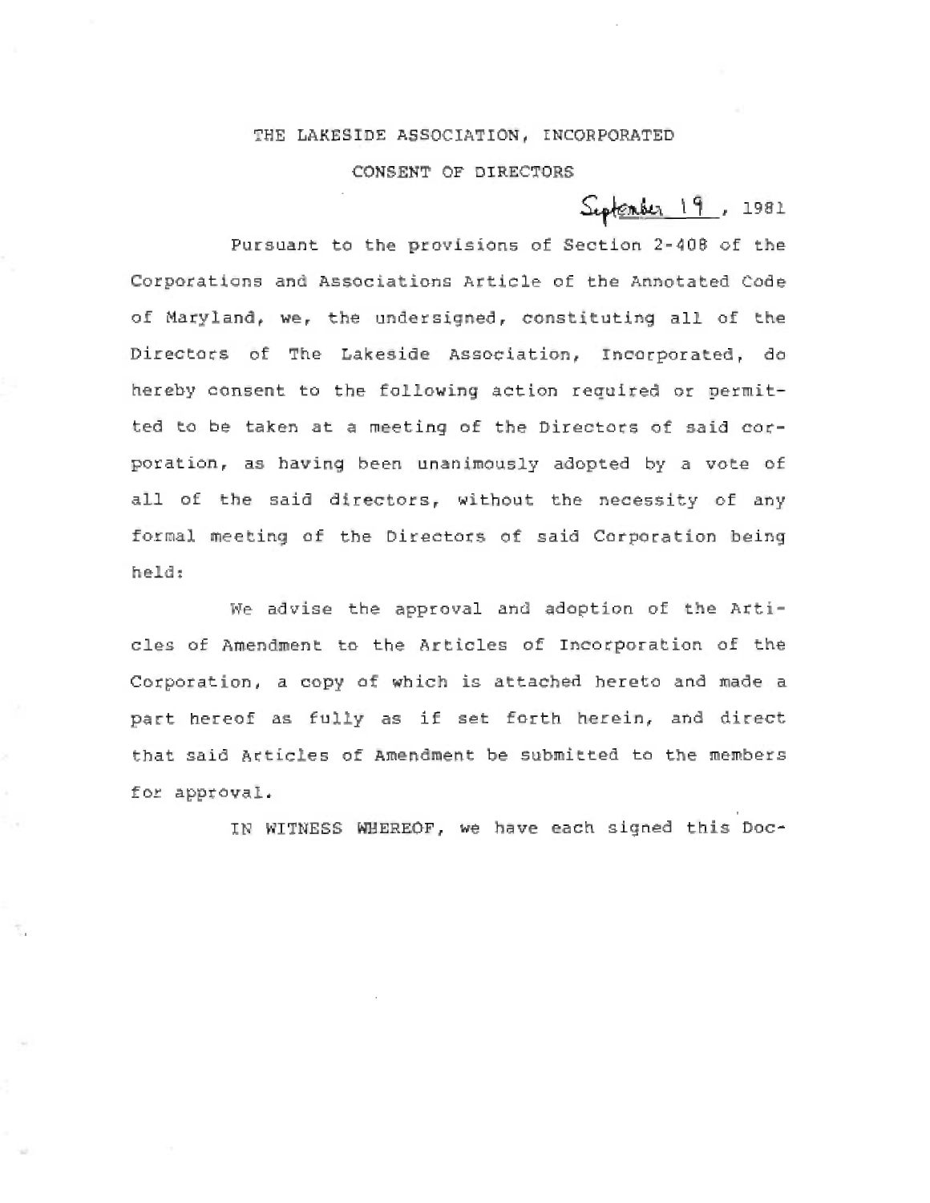THE LAKESIDE ASSOCIATION, INCORPORATED

CONSENT OF DIRECTORS

September 19, 1981

Pursuant to the provisions of Section 2-408 of the Corporations and Associations Article of the Annotated Code of Maryland, we, the undersigned, constituting all of the Directors of The Lakeside Association, Incorporated, do hereby consent to the following action required or permitted to be taken at a meeting of the Directors of said corporation, as having been unanimously adopted by a vote of all of the said directors, without the necessity of any formal meeting of the Directors of said Corporation being held:

We advise the approval and adoption of the Articles of Amendment to the Articles of Incorporation of the Corporation, a copy of which is attached hereto and made a part hereof as fully as if set forth herein, and direct that said Articles of Amendment be submitted to the members for approval.

IN WITNESS WHEREOF, we have each signed this Doc-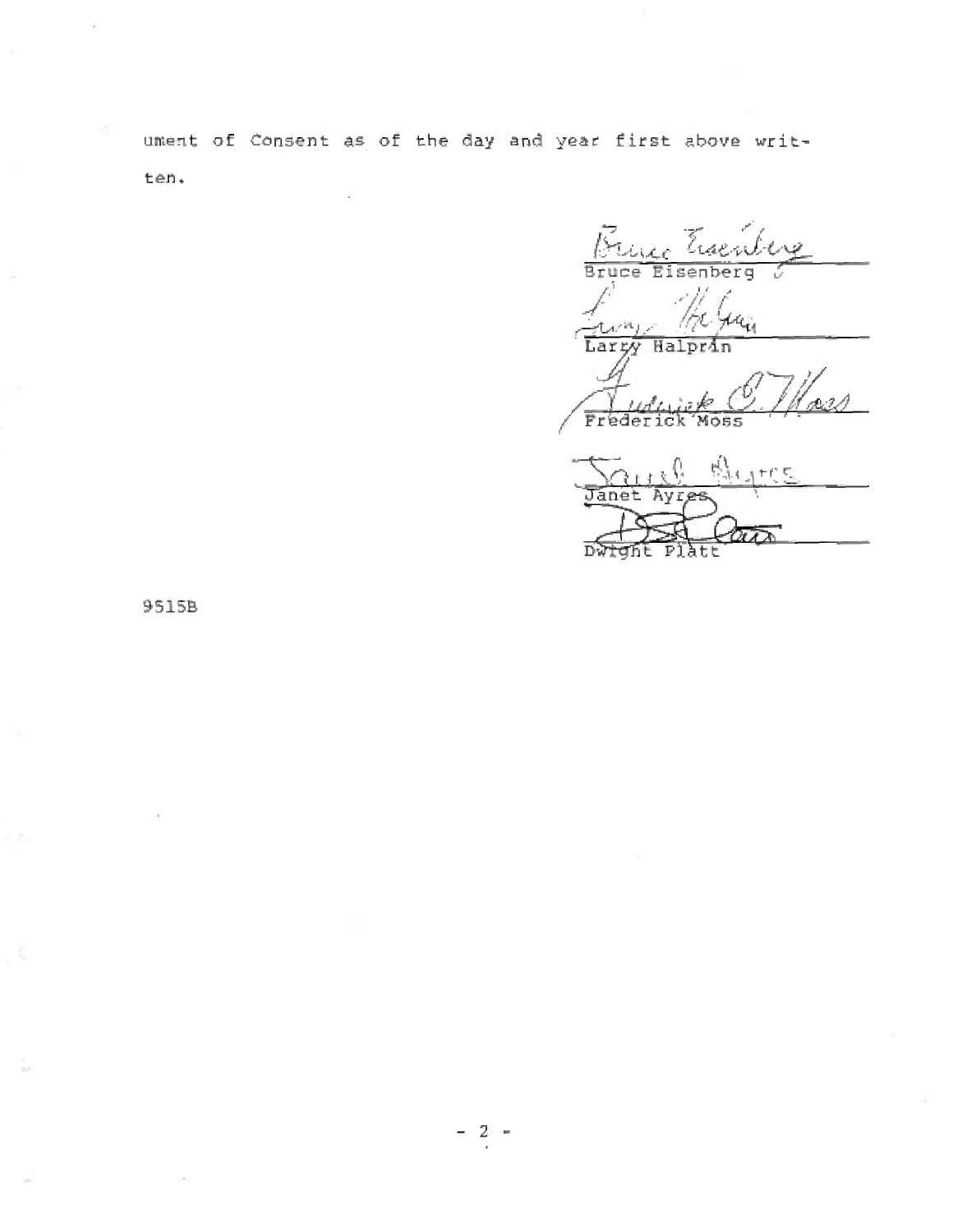ument of Consent as of the day and year first above written.

Bruce Eisenberg

Larry Halprin

Frederick Moss

Janet Ayres

Dwight Platt

9515B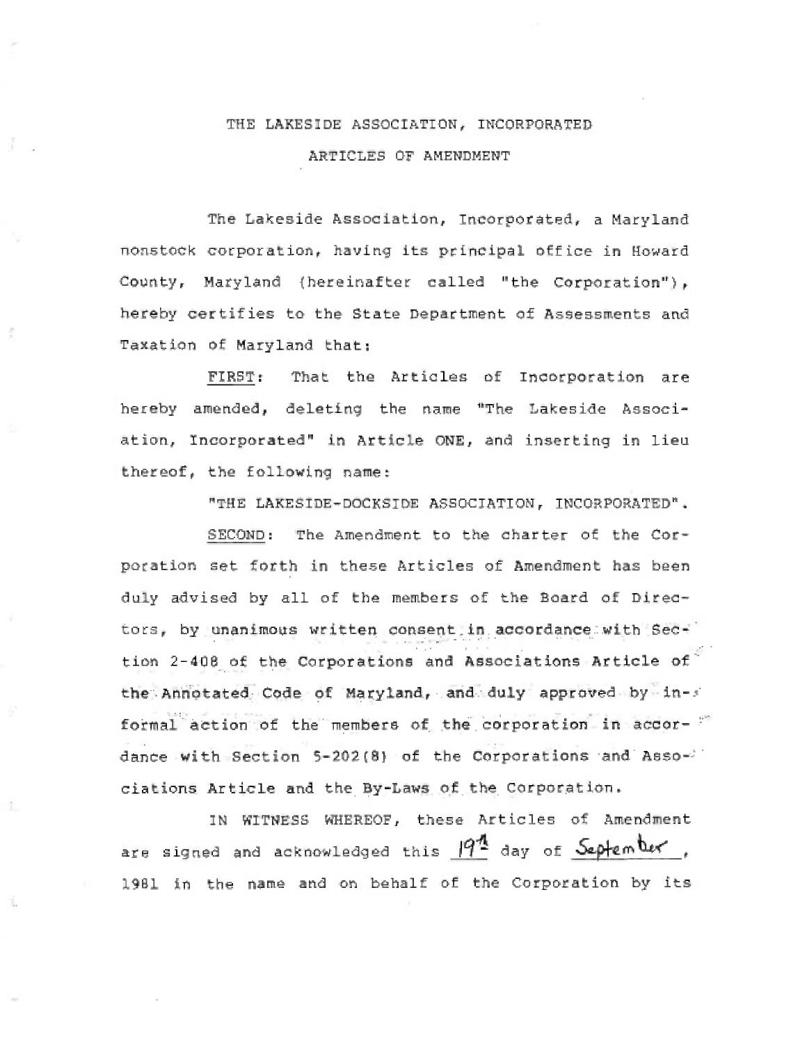# THE LAKESIDE ASSOCIATION, INCORPORATED

## ARTICLES OF AMENDMENT

The Lakeside Association, Incorporated, a Maryland nonstock corporation, having its principal office in Howard County, Maryland (hereinafter called "the Corporation"), hereby certifies to the State Department of Assessments and Taxation of Maryland that:

FIRST: That the Articles of Incorporation are hereby amended, deleting the name "The Lakeside Association, Incorporated" in Article ONE, and inserting in lieu thereof, the following name:

"THE LAKESIDE-DOCKSIDE ASSOCIATION, INCORPORATED".

SECOND: The Amendment to the charter of the Corporation set forth in these Articles of Amendment has been duly advised by all of the members of the Board of Directors, by unanimous written consent in accordance with Section 2-408 of the Corporations and Associations Article of the Annotated Code of Maryland, and duly approved by informal action of the members of the corporation in accordance with Section 5-202(8) of the Corporations and Associations Article and the By-Laws of the Corporation.

IN WITNESS WHEREOF, these Articles of Amendment are signed and acknowledged this 19th day of September, 1981 in the name and on behalf of the Corporation by its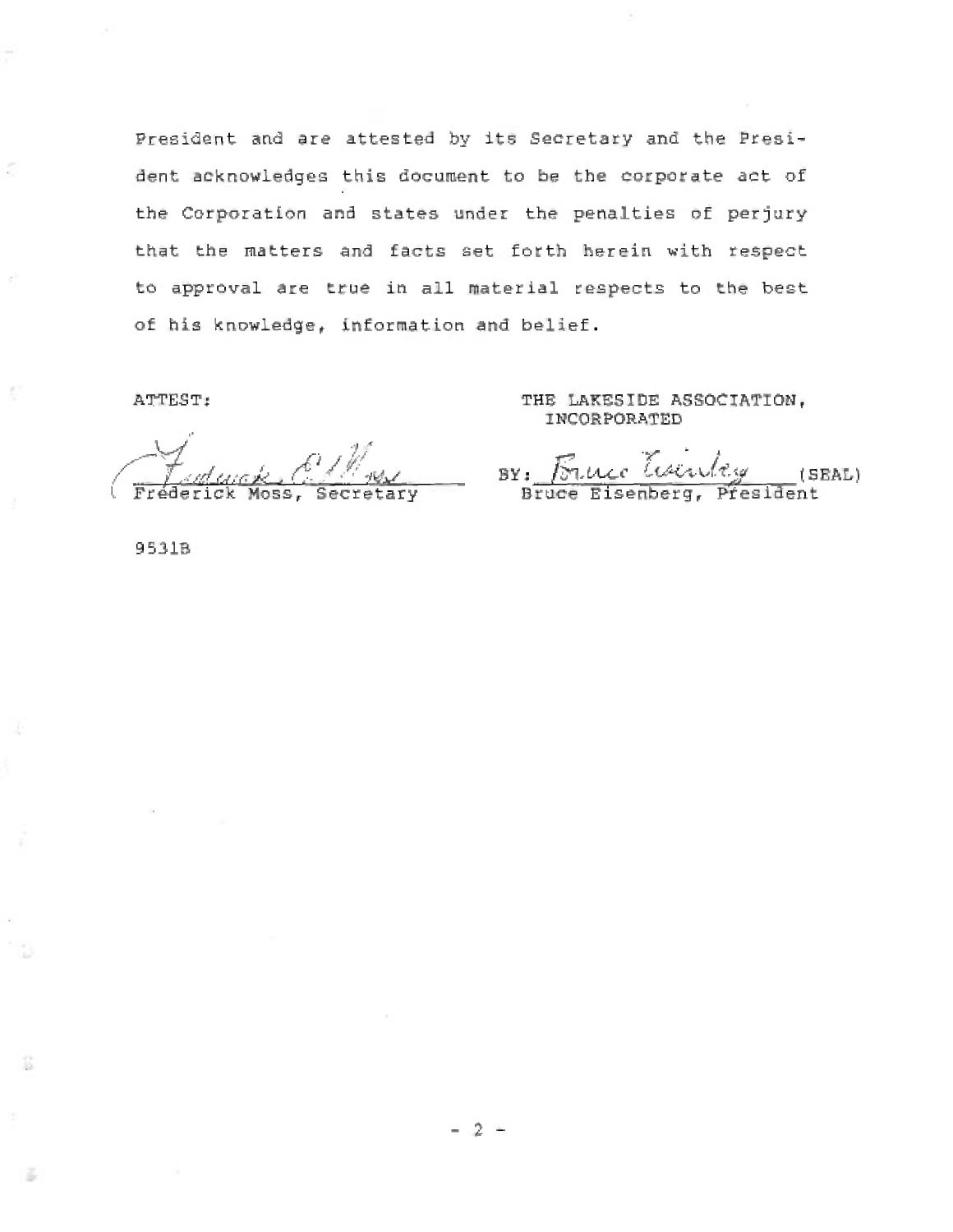President and are attested by its Secretary and the President acknowledges this document to be the corporate act of the Corporation and states under the penalties of perjury that the matters and facts set forth herein with respect to approval are true in all material respects to the best of his knowledge, information and belief.

ATTEST:

Frederick E. Moss
Frederick Moss, Secretary

THE LAKESIDE ASSOCIATION, INCORPORATED

BY: Bruce Eisenberg (SEAL)
Bruce Eisenberg, President

9531B